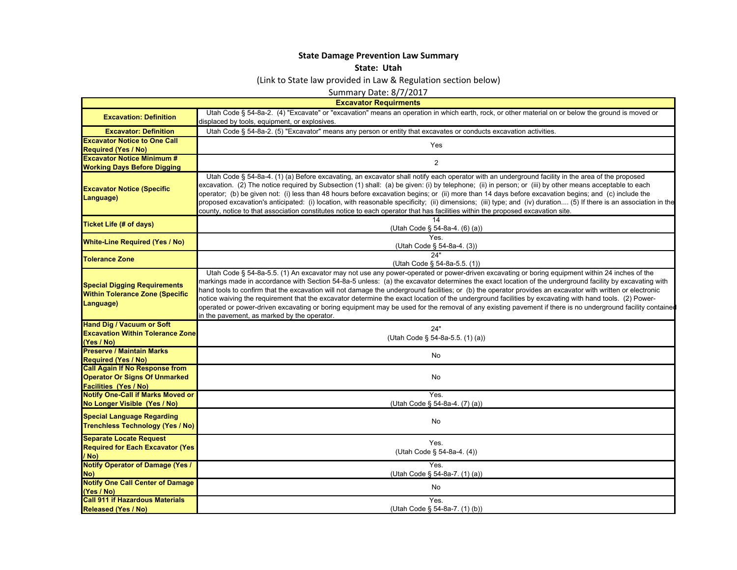**State Damage Prevention Law Summary**

**State: Utah**

(Link to State law provided in Law & Regulation section below)

Summary Date: 8/7/2017

| **Excavator Requirments** | |
|---|---|
| **Excavation: Definition** | Utah Code § 54-8a-2. (4) "Excavate" or "excavation" means an operation in which earth, rock, or other material on or below the ground is moved or displaced by tools, equipment, or explosives. |
| **Excavator: Definition** | Utah Code § 54-8a-2. (5) "Excavator" means any person or entity that excavates or conducts excavation activities. |
| **Excavator Notice to One Call Required (Yes / No)** | Yes |
| **Excavator Notice Minimum # Working Days Before Digging** | 2 |
| **Excavator Notice (Specific Language)** | Utah Code § 54-8a-4. (1) (a) Before excavating, an excavator shall notify each operator with an underground facility in the area of the proposed excavation. (2) The notice required by Subsection (1) shall: (a) be given: (i) by telephone; (ii) in person; or (iii) by other means acceptable to each operator; (b) be given not: (i) less than 48 hours before excavation begins; or (ii) more than 14 days before excavation begins; and (c) include the proposed excavation's anticipated: (i) location, with reasonable specificity; (ii) dimensions; (iii) type; and (iv) duration.... (5) If there is an association in the county, notice to that association constitutes notice to each operator that has facilities within the proposed excavation site. |
| **Ticket Life (# of days)** | 14<br>(Utah Code § 54-8a-4. (6) (a)) |
| **White-Line Required (Yes / No)** | Yes.<br>(Utah Code § 54-8a-4. (3)) |
| **Tolerance Zone** | 24"<br>(Utah Code § 54-8a-5.5. (1)) |
| **Special Digging Requirements Within Tolerance Zone (Specific Language)** | Utah Code § 54-8a-5.5. (1) An excavator may not use any power-operated or power-driven excavating or boring equipment within 24 inches of the markings made in accordance with Section 54-8a-5 unless: (a) the excavator determines the exact location of the underground facility by excavating with hand tools to confirm that the excavation will not damage the underground facilities; or (b) the operator provides an excavator with written or electronic notice waiving the requirement that the excavator determine the exact location of the underground facilities by excavating with hand tools. (2) Power-operated or power-driven excavating or boring equipment may be used for the removal of any existing pavement if there is no underground facility contained in the pavement, as marked by the operator. |
| **Hand Dig / Vacuum or Soft Excavation Within Tolerance Zone (Yes / No)** | 24"<br>(Utah Code § 54-8a-5.5. (1) (a)) |
| **Preserve / Maintain Marks Required (Yes / No)** | No |
| **Call Again If No Response from Operator Or Signs Of Unmarked Facilities (Yes / No)** | No |
| **Notify One-Call if Marks Moved or No Longer Visible (Yes / No)** | Yes.<br>(Utah Code § 54-8a-4. (7) (a)) |
| **Special Language Regarding Trenchless Technology (Yes / No)** | No |
| **Separate Locate Request Required for Each Excavator (Yes / No)** | Yes.<br>(Utah Code § 54-8a-4. (4)) |
| **Notify Operator of Damage (Yes / No)** | Yes.<br>(Utah Code § 54-8a-7. (1) (a)) |
| **Notify One Call Center of Damage (Yes / No)** | No |
| **Call 911 if Hazardous Materials Released (Yes / No)** | Yes.<br>(Utah Code § 54-8a-7. (1) (b)) |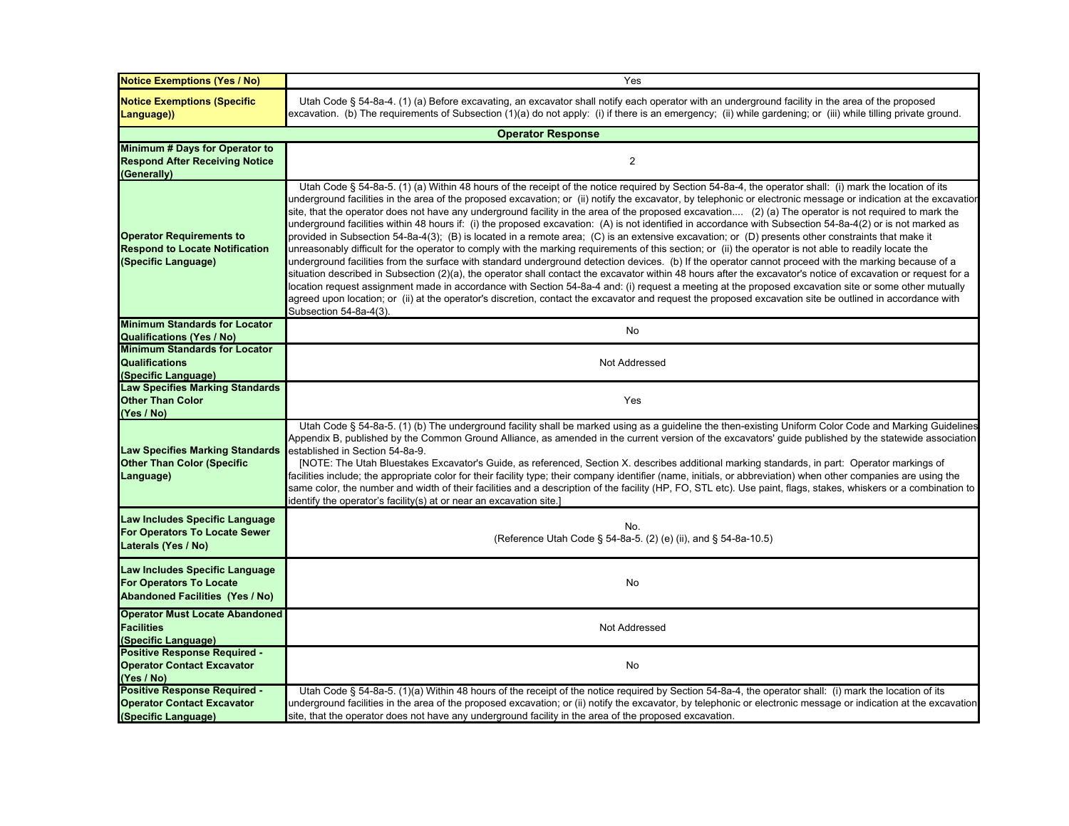| | |
|---|---|
| **Notice Exemptions (Yes / No)** | Yes |
| **Notice Exemptions (Specific Language))** | Utah Code § 54-8a-4. (1) (a) Before excavating, an excavator shall notify each operator with an underground facility in the area of the proposed excavation. (b) The requirements of Subsection (1)(a) do not apply: (i) if there is an emergency; (ii) while gardening; or (iii) while tilling private ground. |
| **Operator Response** | |
| **Minimum # Days for Operator to Respond After Receiving Notice (Generally)** | 2 |
| **Operator Requirements to Respond to Locate Notification (Specific Language)** | Utah Code § 54-8a-5. (1) (a) Within 48 hours of the receipt of the notice required by Section 54-8a-4, the operator shall: (i) mark the location of its underground facilities in the area of the proposed excavation; or (ii) notify the excavator, by telephonic or electronic message or indication at the excavation site, that the operator does not have any underground facility in the area of the proposed excavation.... (2) (a) The operator is not required to mark the underground facilities within 48 hours if: (i) the proposed excavation: (A) is not identified in accordance with Subsection 54-8a-4(2) or is not marked as provided in Subsection 54-8a-4(3); (B) is located in a remote area; (C) is an extensive excavation; or (D) presents other constraints that make it unreasonably difficult for the operator to comply with the marking requirements of this section; or (ii) the operator is not able to readily locate the underground facilities from the surface with standard underground detection devices. (b) If the operator cannot proceed with the marking because of a situation described in Subsection (2)(a), the operator shall contact the excavator within 48 hours after the excavator's notice of excavation or request for a location request assignment made in accordance with Section 54-8a-4 and: (i) request a meeting at the proposed excavation site or some other mutually agreed upon location; or (ii) at the operator's discretion, contact the excavator and request the proposed excavation site be outlined in accordance with Subsection 54-8a-4(3). |
| **Minimum Standards for Locator Qualifications (Yes / No)** | No |
| **Minimum Standards for Locator Qualifications (Specific Language)** | Not Addressed |
| **Law Specifies Marking Standards Other Than Color (Yes / No)** | Yes |
| **Law Specifies Marking Standards Other Than Color (Specific Language)** | Utah Code § 54-8a-5. (1) (b) The underground facility shall be marked using as a guideline the then-existing Uniform Color Code and Marking Guidelines Appendix B, published by the Common Ground Alliance, as amended in the current version of the excavators' guide published by the statewide association established in Section 54-8a-9. [NOTE: The Utah Bluestakes Excavator's Guide, as referenced, Section X. describes additional marking standards, in part: Operator markings of facilities include; the appropriate color for their facility type; their company identifier (name, initials, or abbreviation) when other companies are using the same color, the number and width of their facilities and a description of the facility (HP, FO, STL etc). Use paint, flags, stakes, whiskers or a combination to identify the operator's facility(s) at or near an excavation site.] |
| **Law Includes Specific Language For Operators To Locate Sewer Laterals (Yes / No)** | No. (Reference Utah Code § 54-8a-5. (2) (e) (ii), and § 54-8a-10.5) |
| **Law Includes Specific Language For Operators To Locate Abandoned Facilities (Yes / No)** | No |
| **Operator Must Locate Abandoned Facilities (Specific Language)** | Not Addressed |
| **Positive Response Required - Operator Contact Excavator (Yes / No)** | No |
| **Positive Response Required - Operator Contact Excavator (Specific Language)** | Utah Code § 54-8a-5. (1)(a) Within 48 hours of the receipt of the notice required by Section 54-8a-4, the operator shall: (i) mark the location of its underground facilities in the area of the proposed excavation; or (ii) notify the excavator, by telephonic or electronic message or indication at the excavation site, that the operator does not have any underground facility in the area of the proposed excavation. |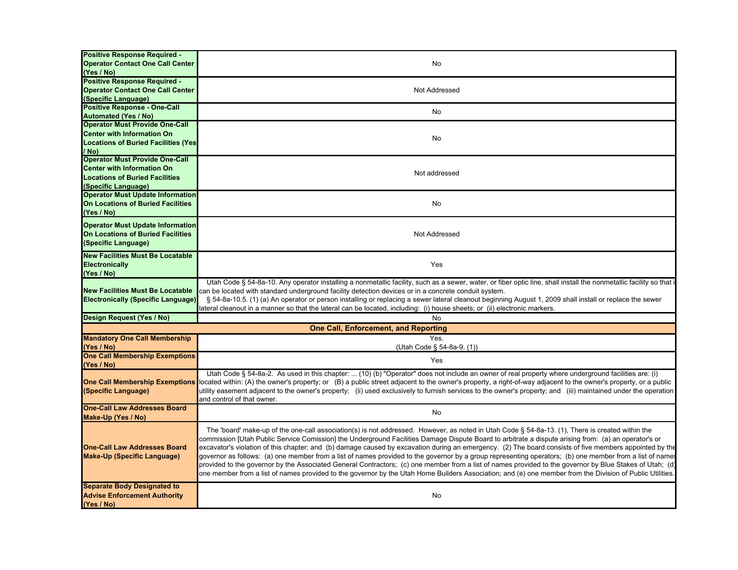| | |
|---|---|
| **Positive Response Required - Operator Contact One Call Center (Yes / No)** | No |
| **Positive Response Required - Operator Contact One Call Center (Specific Language)** | Not Addressed |
| **Positive Response - One-Call Automated (Yes / No)** | No |
| **Operator Must Provide One-Call Center with Information On Locations of Buried Facilities (Yes / No)** | No |
| **Operator Must Provide One-Call Center with Information On Locations of Buried Facilities (Specific Language)** | Not addressed |
| **Operator Must Update Information On Locations of Buried Facilities (Yes / No)** | No |
| **Operator Must Update Information On Locations of Buried Facilities (Specific Language)** | Not Addressed |
| **New Facilities Must Be Locatable Electronically (Yes / No)** | Yes |
| **New Facilities Must Be Locatable Electronically (Specific Language)** | Utah Code § 54-8a-10. Any operator installing a nonmetallic facility, such as a sewer, water, or fiber optic line, shall install the nonmetallic facility so that i can be located with standard underground facility detection devices or in a concrete conduit system. § 54-8a-10.5. (1) (a) An operator or person installing or replacing a sewer lateral cleanout beginning August 1, 2009 shall install or replace the sewer lateral cleanout in a manner so that the lateral can be located, including: (i) house sheets; or (ii) electronic markers. |
| **Design Request (Yes / No)** | No |
| **One Call, Enforcement, and Reporting** | |
| **Mandatory One Call Membership (Yes / No)** | Yes. (Utah Code § 54-8a-9. (1)) |
| **One Call Membership Exemptions (Yes / No)** | Yes |
| **One Call Membership Exemptions (Specific Language)** | Utah Code § 54-8a-2. As used in this chapter: ... (10) (b) "Operator" does not include an owner of real property where underground facilities are: (i) located within: (A) the owner's property; or (B) a public street adjacent to the owner's property, a right-of-way adjacent to the owner's property, or a public utility easement adjacent to the owner's property; (ii) used exclusively to furnish services to the owner's property; and (iii) maintained under the operation and control of that owner. |
| **One-Call Law Addresses Board Make-Up (Yes / No)** | No |
| **One-Call Law Addresses Board Make-Up (Specific Language)** | The 'board' make-up of the one-call association(s) is not addressed. However, as noted in Utah Code § 54-8a-13. (1), There is created within the commission [Utah Public Service Comission] the Underground Facilities Damage Dispute Board to arbitrate a dispute arising from: (a) an operator's or excavator's violation of this chapter; and (b) damage caused by excavation during an emergency. (2) The board consists of five members appointed by the governor as follows: (a) one member from a list of names provided to the governor by a group representing operators; (b) one member from a list of names provided to the governor by the Associated General Contractors; (c) one member from a list of names provided to the governor by Blue Stakes of Utah; (d) one member from a list of names provided to the governor by the Utah Home Builders Association; and (e) one member from the Division of Public Utilities. |
| **Separate Body Designated to Advise Enforcement Authority (Yes / No)** | No |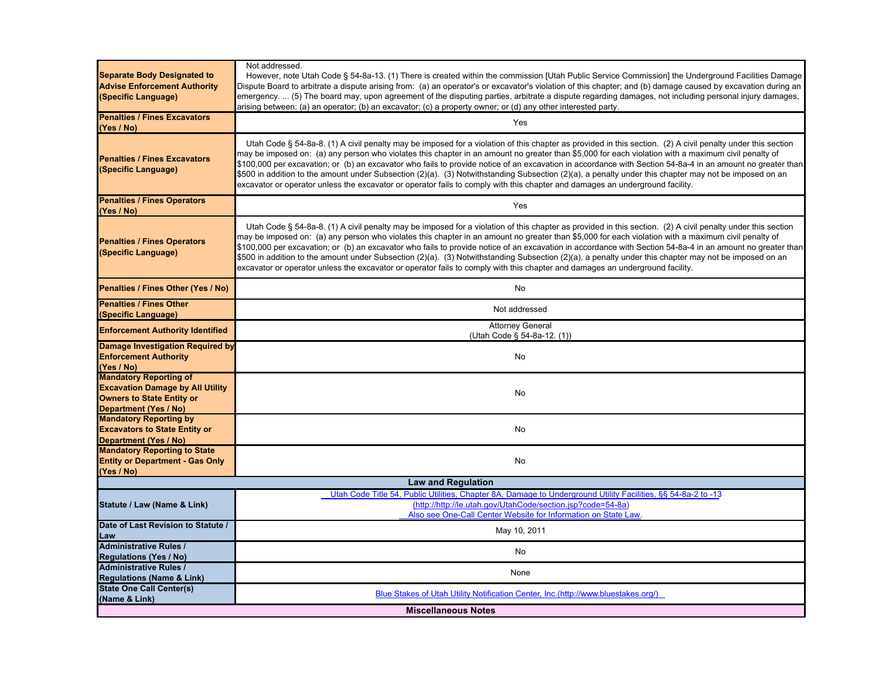| | |
|---|---|
| **Separate Body Designated to Advise Enforcement Authority (Specific Language)** | Not addressed. However, note Utah Code § 54-8a-13. (1) There is created within the commission [Utah Public Service Commission] the Underground Facilities Damage Dispute Board to arbitrate a dispute arising from: (a) an operator's or excavator's violation of this chapter; and (b) damage caused by excavation during an emergency. ... (5) The board may, upon agreement of the disputing parties, arbitrate a dispute regarding damages, not including personal injury damages, arising between: (a) an operator; (b) an excavator; (c) a property owner; or (d) any other interested party. |
| **Penalties / Fines Excavators (Yes / No)** | Yes |
| **Penalties / Fines Excavators (Specific Language)** | Utah Code § 54-8a-8. (1) A civil penalty may be imposed for a violation of this chapter as provided in this section. (2) A civil penalty under this section may be imposed on: (a) any person who violates this chapter in an amount no greater than $5,000 for each violation with a maximum civil penalty of $100,000 per excavation; or (b) an excavator who fails to provide notice of an excavation in accordance with Section 54-8a-4 in an amount no greater than $500 in addition to the amount under Subsection (2)(a). (3) Notwithstanding Subsection (2)(a), a penalty under this chapter may not be imposed on an excavator or operator unless the excavator or operator fails to comply with this chapter and damages an underground facility. |
| **Penalties / Fines Operators (Yes / No)** | Yes |
| **Penalties / Fines Operators (Specific Language)** | Utah Code § 54-8a-8. (1) A civil penalty may be imposed for a violation of this chapter as provided in this section. (2) A civil penalty under this section may be imposed on: (a) any person who violates this chapter in an amount no greater than $5,000 for each violation with a maximum civil penalty of $100,000 per excavation; or (b) an excavator who fails to provide notice of an excavation in accordance with Section 54-8a-4 in an amount no greater than $500 in addition to the amount under Subsection (2)(a). (3) Notwithstanding Subsection (2)(a), a penalty under this chapter may not be imposed on an excavator or operator unless the excavator or operator fails to comply with this chapter and damages an underground facility. |
| **Penalties / Fines Other (Yes / No)** | No |
| **Penalties / Fines Other (Specific Language)** | Not addressed |
| **Enforcement Authority Identified** | Attorney General (Utah Code § 54-8a-12. (1)) |
| **Damage Investigation Required by Enforcement Authority (Yes / No)** | No |
| **Mandatory Reporting of Excavation Damage by All Utility Owners to State Entity or Department (Yes / No)** | No |
| **Mandatory Reporting by Excavators to State Entity or Department (Yes / No)** | No |
| **Mandatory Reporting to State Entity or Department - Gas Only (Yes / No)** | No |
| **Law and Regulation** | |
| **Statute / Law (Name & Link)** | Utah Code Title 54, Public Utilities, Chapter 8A, Damage to Underground Utility Facilities, §§ 54-8a-2 to -13 (http://http://le.utah.gov/UtahCode/section.jsp?code=54-8a) Also see One-Call Center Website for Information on State Law. |
| **Date of Last Revision to Statute / Law** | May 10, 2011 |
| **Administrative Rules / Regulations (Yes / No)** | No |
| **Administrative Rules / Regulations (Name & Link)** | None |
| **State One Call Center(s) (Name & Link)** | Blue Stakes of Utah Utility Notification Center, Inc.(http://www.bluestakes.org/) |
| **Miscellaneous Notes** | |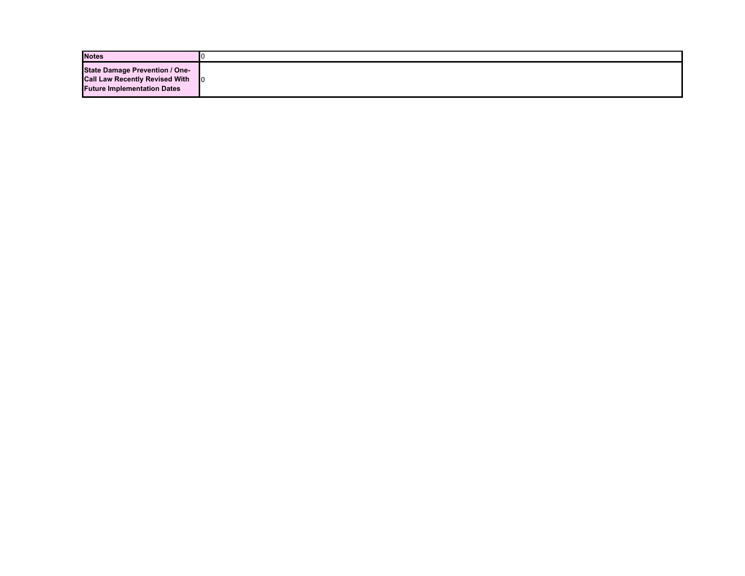| | |
|---|---|
| **Notes** | 0 |
| **State Damage Prevention / One-Call Law Recently Revised With Future Implementation Dates** | 0 |